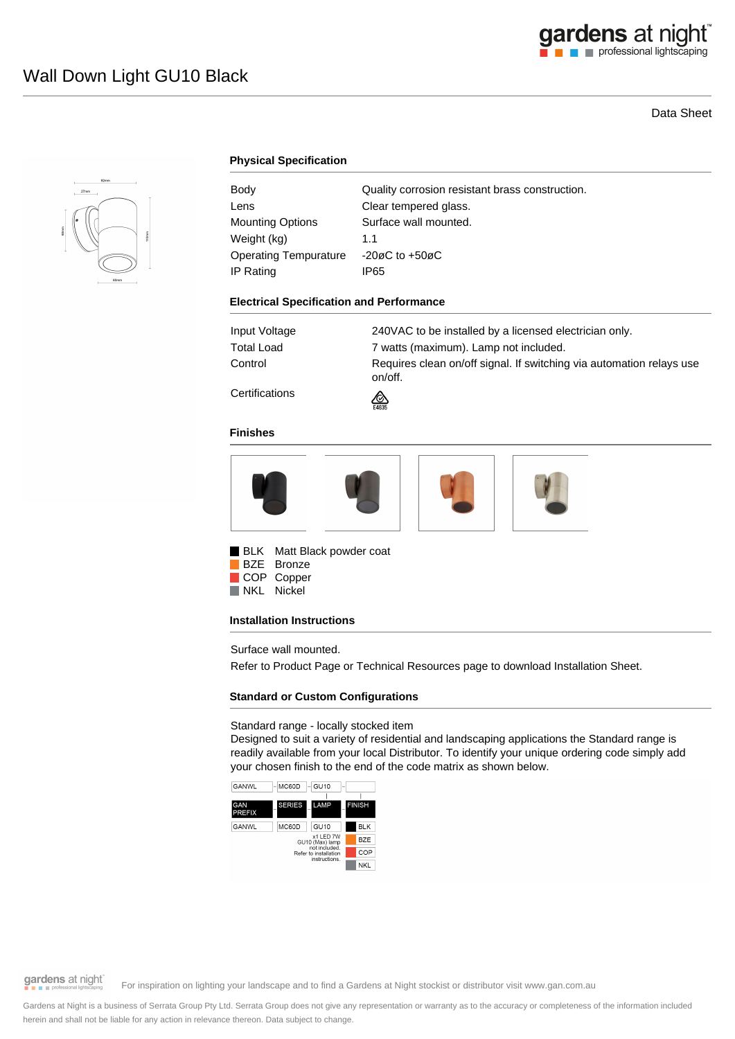# Wall Down Light GU10 Black

Data Sheet

### Physical Specification

| | |
|---|---|
| Body | Quality corrosion resistant brass construction. |
| Lens | Clear tempered glass. |
| Mounting Options | Surface wall mounted. |
| Weight (kg) | 1.1 |
| Operating Tempurature | -20øC to +50øC |
| IP Rating | IP65 |

### Electrical Specification and Performance

| | |
|---|---|
| Input Voltage | 240VAC to be installed by a licensed electrician only. |
| Total Load | 7 watts (maximum). Lamp not included. |
| Control | Requires clean on/off signal. If switching via automation relays use on/off. |
| Certifications | E4635 |

### Finishes

- BLK Matt Black powder coat
- BZE Bronze
- COP Copper
- NKL Nickel

### Installation Instructions

Surface wall mounted.

Refer to Product Page or Technical Resources page to download Installation Sheet.

### Standard or Custom Configurations

Standard range - locally stocked item

Designed to suit a variety of residential and landscaping applications the Standard range is readily available from your local Distributor. To identify your unique ordering code simply add your chosen finish to the end of the code matrix as shown below.

| GANWL | MC60D | GU10 | |
|---|---|---|---|
| GAN PREFIX | SERIES | LAMP | FINISH |
| GANWL | MC60D | GU10 | BLK |
| | | x1 LED 7W GU10 (Max) lamp not included. Refer to installation instructions. | BZE |
| | | | COP |
| | | | NKL |

For inspiration on lighting your landscape and to find a Gardens at Night stockist or distributor visit www.gan.com.au

Gardens at Night is a business of Serrata Group Pty Ltd. Serrata Group does not give any representation or warranty as to the accuracy or completeness of the information included herein and shall not be liable for any action in relevance thereon. Data subject to change.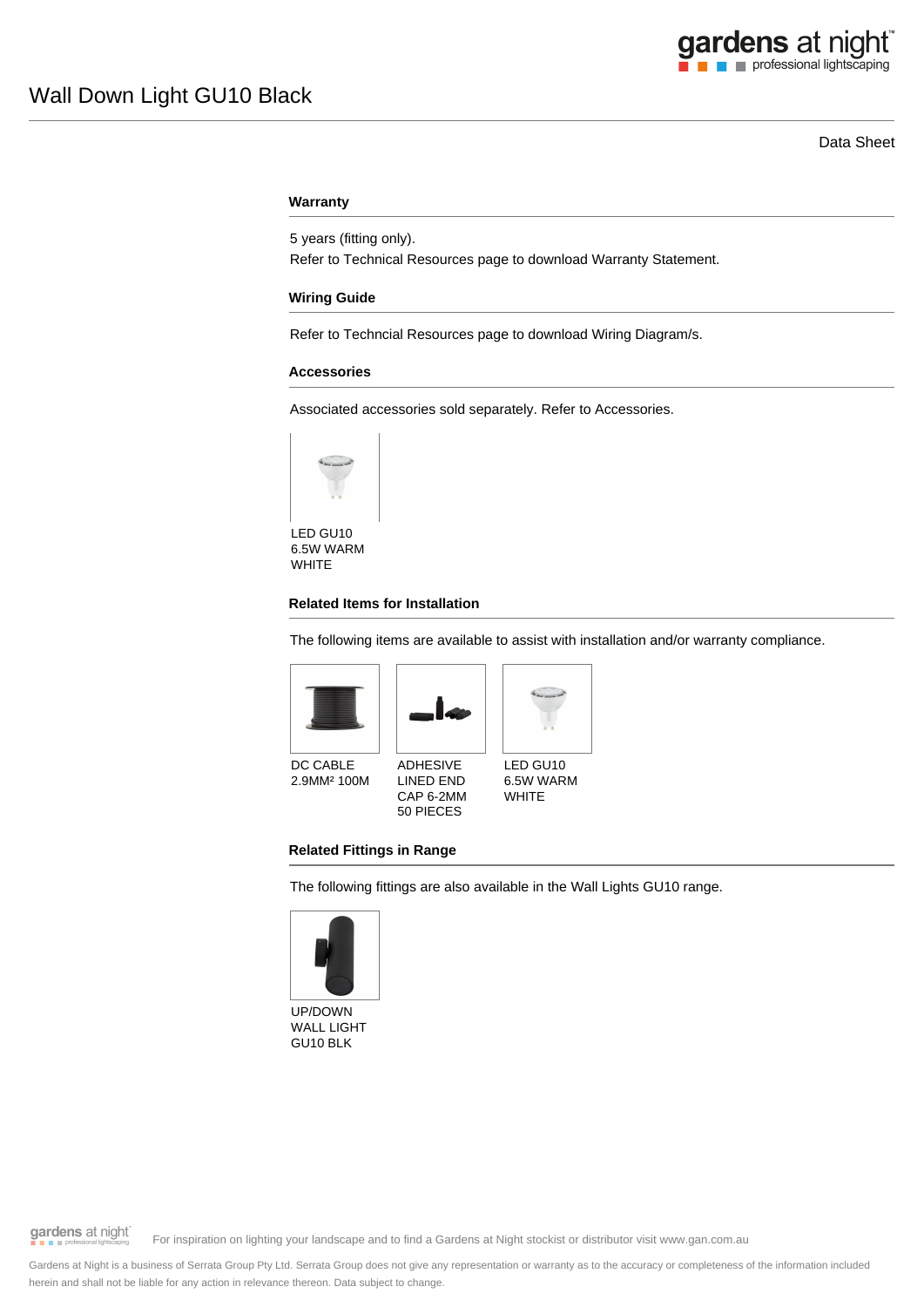# Wall Down Light GU10 Black

Data Sheet

### Warranty

5 years (fitting only).

Refer to Technical Resources page to download Warranty Statement.

### Wiring Guide

Refer to Techncial Resources page to download Wiring Diagram/s.

### Accessories

Associated accessories sold separately. Refer to Accessories.

LED GU10 6.5W WARM WHITE

### Related Items for Installation

The following items are available to assist with installation and/or warranty compliance.

DC CABLE 2.9MM² 100M

ADHESIVE LINED END CAP 6-2MM 50 PIECES

LED GU10 6.5W WARM WHITE

### Related Fittings in Range

The following fittings are also available in the Wall Lights GU10 range.

UP/DOWN WALL LIGHT GU10 BLK

For inspiration on lighting your landscape and to find a Gardens at Night stockist or distributor visit www.gan.com.au

Gardens at Night is a business of Serrata Group Pty Ltd. Serrata Group does not give any representation or warranty as to the accuracy or completeness of the information included herein and shall not be liable for any action in relevance thereon. Data subject to change.